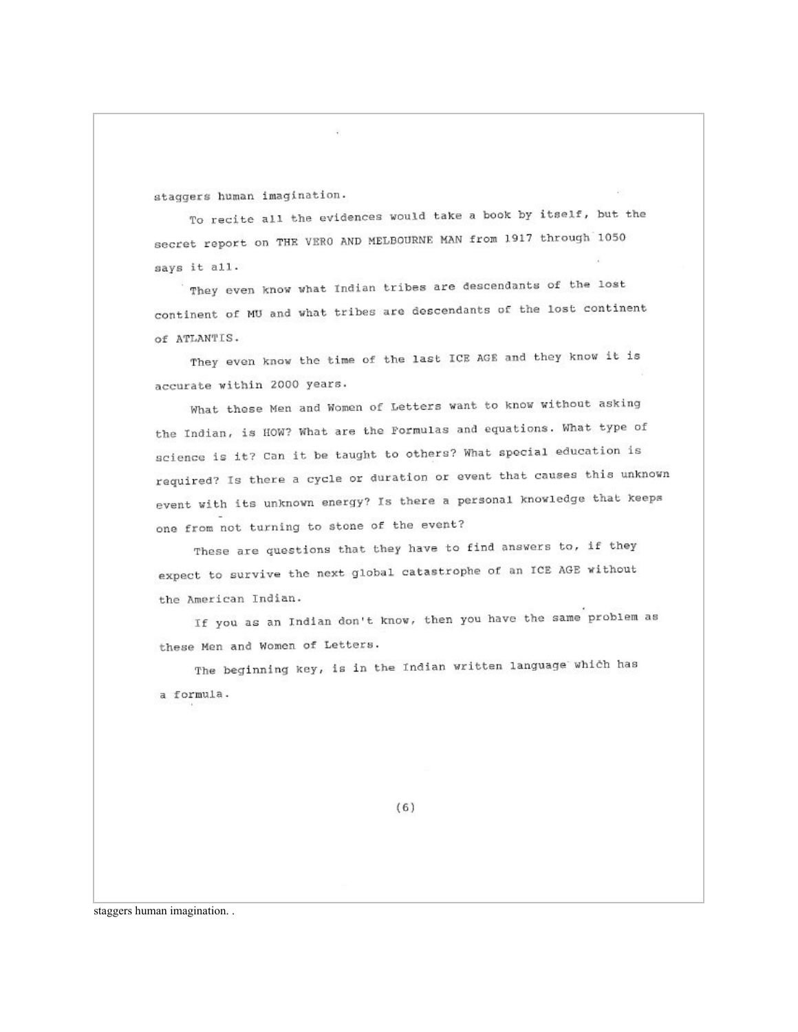staggers human imagination.

To recite all the evidences would take a book by itself, but the secret report on THE VERO AND MELBOURNE MAN from 1917 through 1050 says it all.

They even know what Indian tribes are descendants of the lost continent of MU and what tribes are descendants of the lost continent of ATLANTIS.

They even know the time of the last ICE AGE and they know it is accurate within 2000 years.

What those Men and Women of Letters want to know without asking the Indian, is HOW? What are the Formulas and equations. What type of science is it? Can it be taught to others? What special education is required? Is there a cycle or duration or event that causes this unknown event with its unknown energy? Is there a personal knowledge that keeps one from not turning to stone of the event?

These are questions that they have to find answers to, if they expect to survive the next global catastrophe of an ICE AGE without the American Indian.

If you as an Indian don't know, then you have the same problem as these Men and Women of Letters.

The beginning key, is in the Indian written language which has a formula.

staggers human imagination. .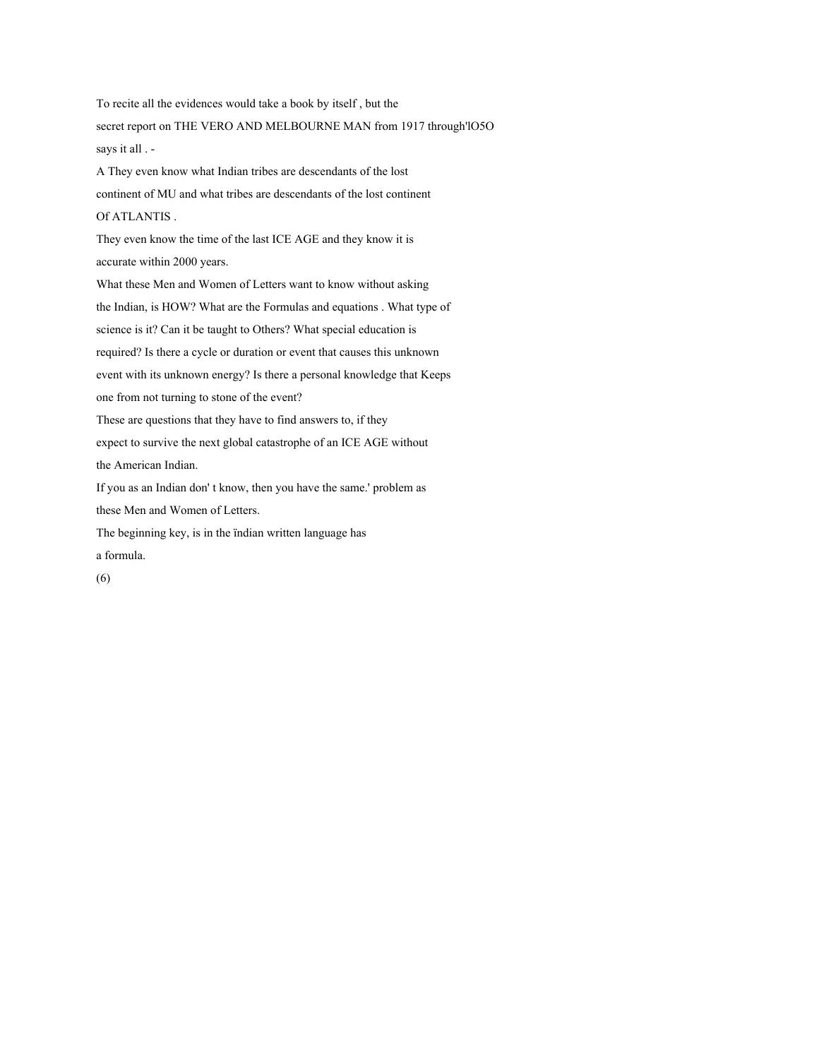To recite all the evidences would take a book by itself , but the
secret report on THE VERO AND MELBOURNE MAN from 1917 through'lO5O
says it all . -

A They even know what Indian tribes are descendants of the lost
continent of MU and what tribes are descendants of the lost continent
Of ATLANTIS .

They even know the time of the last ICE AGE and they know it is
accurate within 2000 years.

What these Men and Women of Letters want to know without asking
the Indian, is HOW? What are the Formulas and equations . What type of
science is it? Can it be taught to Others? What special education is
required? Is there a cycle or duration or event that causes this unknown
event with its unknown energy? Is there a personal knowledge that Keeps
one from not turning to stone of the event?

These are questions that they have to find answers to, if they
expect to survive the next global catastrophe of an ICE AGE without
the American Indian.

If you as an Indian don' t know, then you have the same.' problem as
these Men and Women of Letters.

The beginning key, is in the ïndian written language has
a formula.